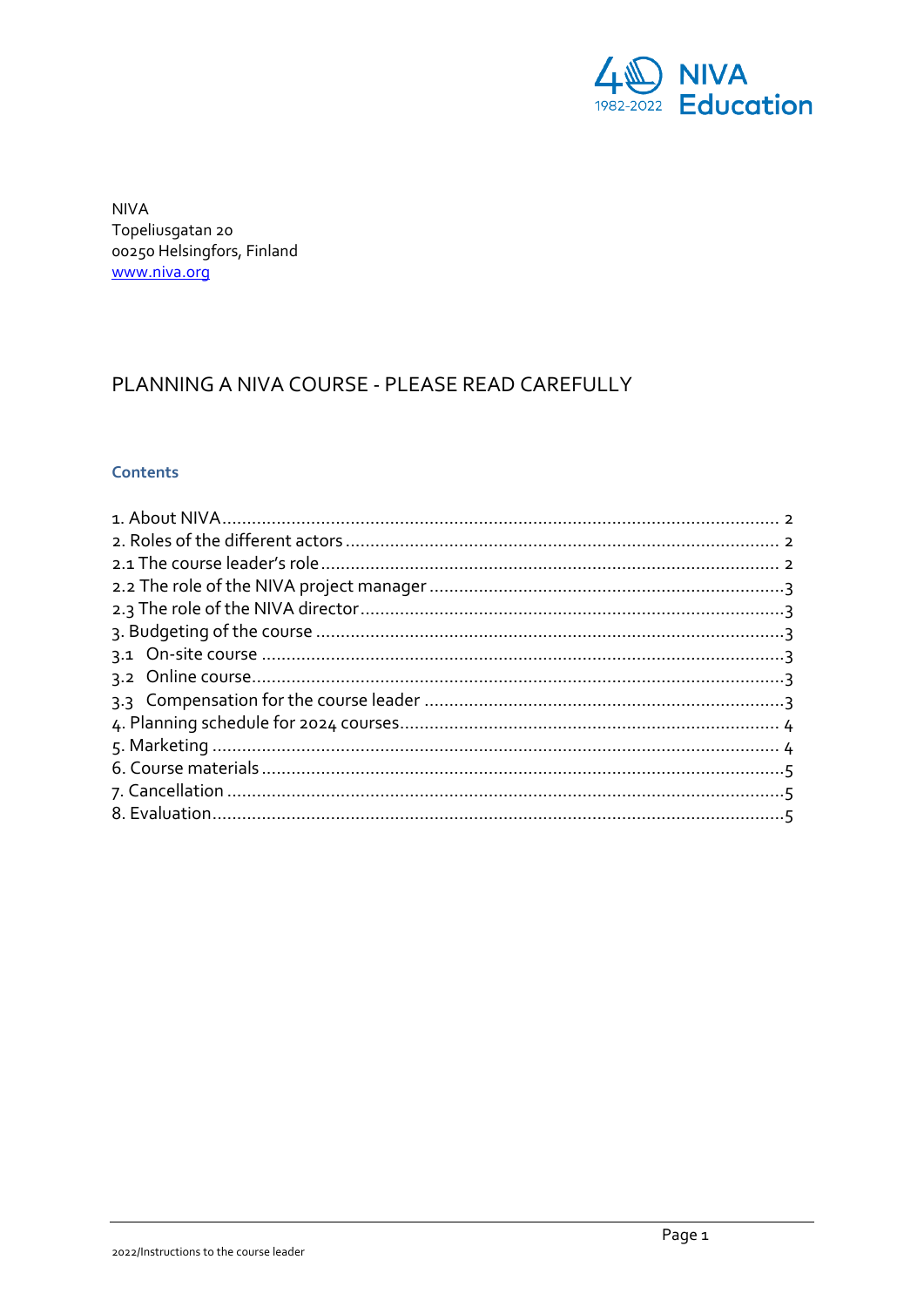NIVA
Topeliusgatan 20
00250 Helsingfors, Finland
[www.niva.org](http://www.niva.org)

# PLANNING A NIVA COURSE - PLEASE READ CAREFULLY

## Contents

1. About NIVA ..... 2
2. Roles of the different actors ..... 2
2.1 The course leader's role ..... 2
2.2 The role of the NIVA project manager ..... 3
2.3 The role of the NIVA director ..... 3
3. Budgeting of the course ..... 3
3.1 On-site course ..... 3
3.2 Online course ..... 3
3.3 Compensation for the course leader ..... 3
4. Planning schedule for 2024 courses ..... 4
5. Marketing ..... 4
6. Course materials ..... 5
7. Cancellation ..... 5
8. Evaluation ..... 5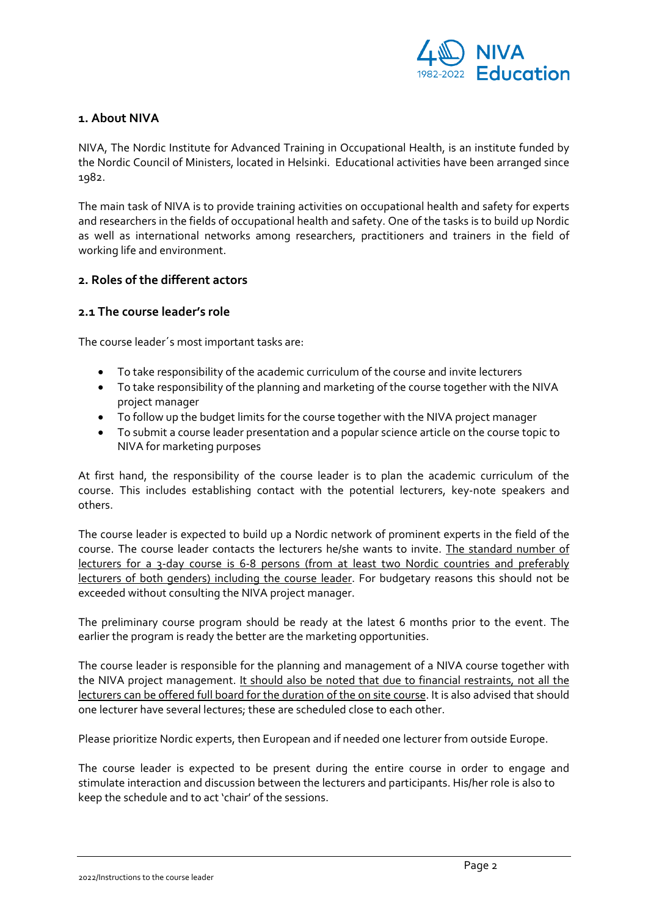## 1. About NIVA

NIVA, The Nordic Institute for Advanced Training in Occupational Health, is an institute funded by the Nordic Council of Ministers, located in Helsinki. Educational activities have been arranged since 1982.

The main task of NIVA is to provide training activities on occupational health and safety for experts and researchers in the fields of occupational health and safety. One of the tasks is to build up Nordic as well as international networks among researchers, practitioners and trainers in the field of working life and environment.

## 2. Roles of the different actors

### 2.1 The course leader's role

The course leader´s most important tasks are:

- To take responsibility of the academic curriculum of the course and invite lecturers
- To take responsibility of the planning and marketing of the course together with the NIVA project manager
- To follow up the budget limits for the course together with the NIVA project manager
- To submit a course leader presentation and a popular science article on the course topic to NIVA for marketing purposes

At first hand, the responsibility of the course leader is to plan the academic curriculum of the course. This includes establishing contact with the potential lecturers, key-note speakers and others.

The course leader is expected to build up a Nordic network of prominent experts in the field of the course. The course leader contacts the lecturers he/she wants to invite. <u>The standard number of lecturers for a 3-day course is 6-8 persons (from at least two Nordic countries and preferably lecturers of both genders) including the course leader</u>. For budgetary reasons this should not be exceeded without consulting the NIVA project manager.

The preliminary course program should be ready at the latest 6 months prior to the event. The earlier the program is ready the better are the marketing opportunities.

The course leader is responsible for the planning and management of a NIVA course together with the NIVA project management. <u>It should also be noted that due to financial restraints, not all the lecturers can be offered full board for the duration of the on site course</u>. It is also advised that should one lecturer have several lectures; these are scheduled close to each other.

Please prioritize Nordic experts, then European and if needed one lecturer from outside Europe.

The course leader is expected to be present during the entire course in order to engage and stimulate interaction and discussion between the lecturers and participants. His/her role is also to keep the schedule and to act 'chair' of the sessions.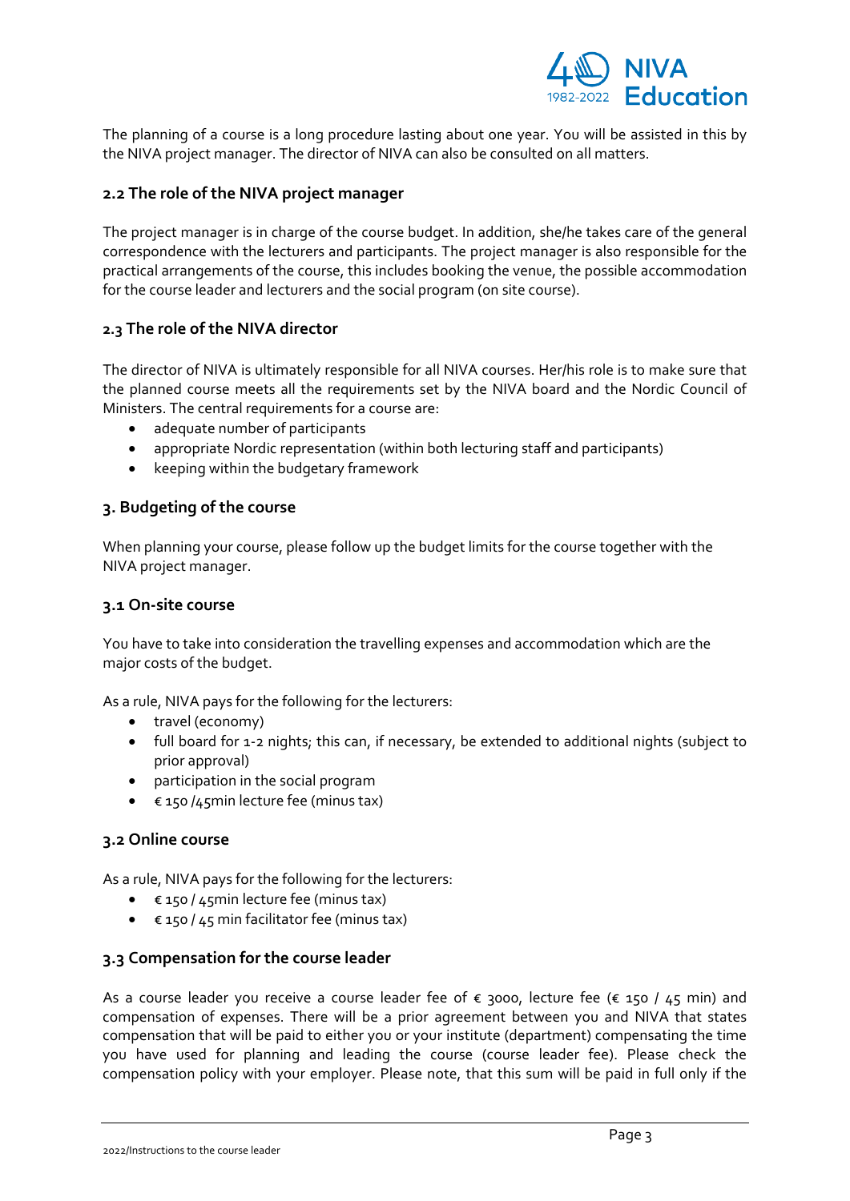The planning of a course is a long procedure lasting about one year. You will be assisted in this by the NIVA project manager. The director of NIVA can also be consulted on all matters.

### 2.2 The role of the NIVA project manager

The project manager is in charge of the course budget. In addition, she/he takes care of the general correspondence with the lecturers and participants. The project manager is also responsible for the practical arrangements of the course, this includes booking the venue, the possible accommodation for the course leader and lecturers and the social program (on site course).

### 2.3 The role of the NIVA director

The director of NIVA is ultimately responsible for all NIVA courses. Her/his role is to make sure that the planned course meets all the requirements set by the NIVA board and the Nordic Council of Ministers. The central requirements for a course are:

- adequate number of participants
- appropriate Nordic representation (within both lecturing staff and participants)
- keeping within the budgetary framework

## 3. Budgeting of the course

When planning your course, please follow up the budget limits for the course together with the NIVA project manager.

### 3.1 On-site course

You have to take into consideration the travelling expenses and accommodation which are the major costs of the budget.

As a rule, NIVA pays for the following for the lecturers:

- travel (economy)
- full board for 1-2 nights; this can, if necessary, be extended to additional nights (subject to prior approval)
- participation in the social program
- € 150 /45min lecture fee (minus tax)

### 3.2 Online course

As a rule, NIVA pays for the following for the lecturers:

- € 150 / 45min lecture fee (minus tax)
- € 150 / 45 min facilitator fee (minus tax)

### 3.3 Compensation for the course leader

As a course leader you receive a course leader fee of € 3000, lecture fee (€ 150 / 45 min) and compensation of expenses. There will be a prior agreement between you and NIVA that states compensation that will be paid to either you or your institute (department) compensating the time you have used for planning and leading the course (course leader fee). Please check the compensation policy with your employer. Please note, that this sum will be paid in full only if the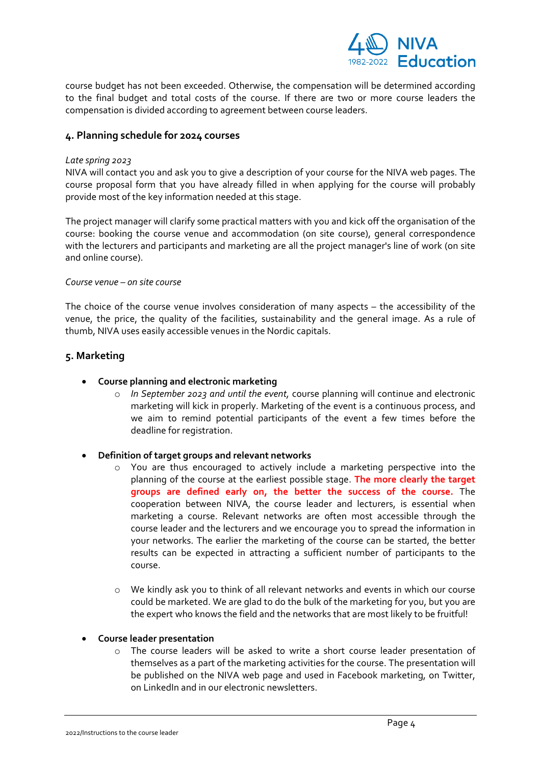course budget has not been exceeded. Otherwise, the compensation will be determined according to the final budget and total costs of the course. If there are two or more course leaders the compensation is divided according to agreement between course leaders.

## 4. Planning schedule for 2024 courses

*Late spring 2023*

NIVA will contact you and ask you to give a description of your course for the NIVA web pages. The course proposal form that you have already filled in when applying for the course will probably provide most of the key information needed at this stage.

The project manager will clarify some practical matters with you and kick off the organisation of the course: booking the course venue and accommodation (on site course), general correspondence with the lecturers and participants and marketing are all the project manager's line of work (on site and online course).

*Course venue – on site course*

The choice of the course venue involves consideration of many aspects – the accessibility of the venue, the price, the quality of the facilities, sustainability and the general image. As a rule of thumb, NIVA uses easily accessible venues in the Nordic capitals.

## 5. Marketing

- **Course planning and electronic marketing**
  - *In September 2023 and until the event,* course planning will continue and electronic marketing will kick in properly. Marketing of the event is a continuous process, and we aim to remind potential participants of the event a few times before the deadline for registration.

- **Definition of target groups and relevant networks**
  - You are thus encouraged to actively include a marketing perspective into the planning of the course at the earliest possible stage. **The more clearly the target groups are defined early on, the better the success of the course.** The cooperation between NIVA, the course leader and lecturers, is essential when marketing a course. Relevant networks are often most accessible through the course leader and the lecturers and we encourage you to spread the information in your networks. The earlier the marketing of the course can be started, the better results can be expected in attracting a sufficient number of participants to the course.
  - We kindly ask you to think of all relevant networks and events in which our course could be marketed. We are glad to do the bulk of the marketing for you, but you are the expert who knows the field and the networks that are most likely to be fruitful!

- **Course leader presentation**
  - The course leaders will be asked to write a short course leader presentation of themselves as a part of the marketing activities for the course. The presentation will be published on the NIVA web page and used in Facebook marketing, on Twitter, on LinkedIn and in our electronic newsletters.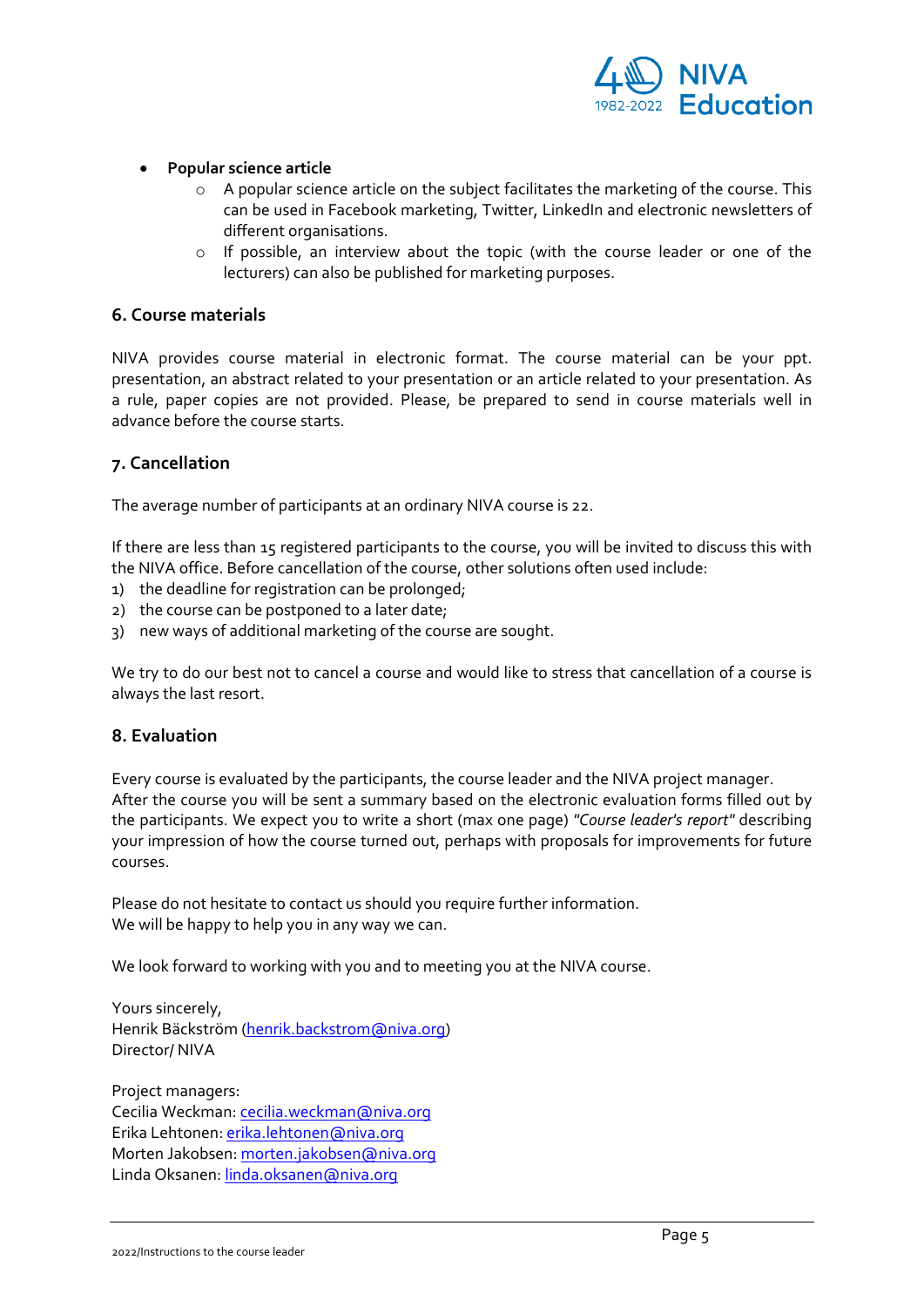- **Popular science article**
    - A popular science article on the subject facilitates the marketing of the course. This can be used in Facebook marketing, Twitter, LinkedIn and electronic newsletters of different organisations.
    - If possible, an interview about the topic (with the course leader or one of the lecturers) can also be published for marketing purposes.

## 6. Course materials

NIVA provides course material in electronic format. The course material can be your ppt. presentation, an abstract related to your presentation or an article related to your presentation. As a rule, paper copies are not provided. Please, be prepared to send in course materials well in advance before the course starts.

## 7. Cancellation

The average number of participants at an ordinary NIVA course is 22.

If there are less than 15 registered participants to the course, you will be invited to discuss this with the NIVA office. Before cancellation of the course, other solutions often used include:

1) the deadline for registration can be prolonged;
2) the course can be postponed to a later date;
3) new ways of additional marketing of the course are sought.

We try to do our best not to cancel a course and would like to stress that cancellation of a course is always the last resort.

## 8. Evaluation

Every course is evaluated by the participants, the course leader and the NIVA project manager. After the course you will be sent a summary based on the electronic evaluation forms filled out by the participants. We expect you to write a short (max one page) *"Course leader's report"* describing your impression of how the course turned out, perhaps with proposals for improvements for future courses.

Please do not hesitate to contact us should you require further information.
We will be happy to help you in any way we can.

We look forward to working with you and to meeting you at the NIVA course.

Yours sincerely,
Henrik Bäckström (henrik.backstrom@niva.org)
Director/ NIVA

Project managers:
Cecilia Weckman: cecilia.weckman@niva.org
Erika Lehtonen: erika.lehtonen@niva.org
Morten Jakobsen: morten.jakobsen@niva.org
Linda Oksanen: linda.oksanen@niva.org